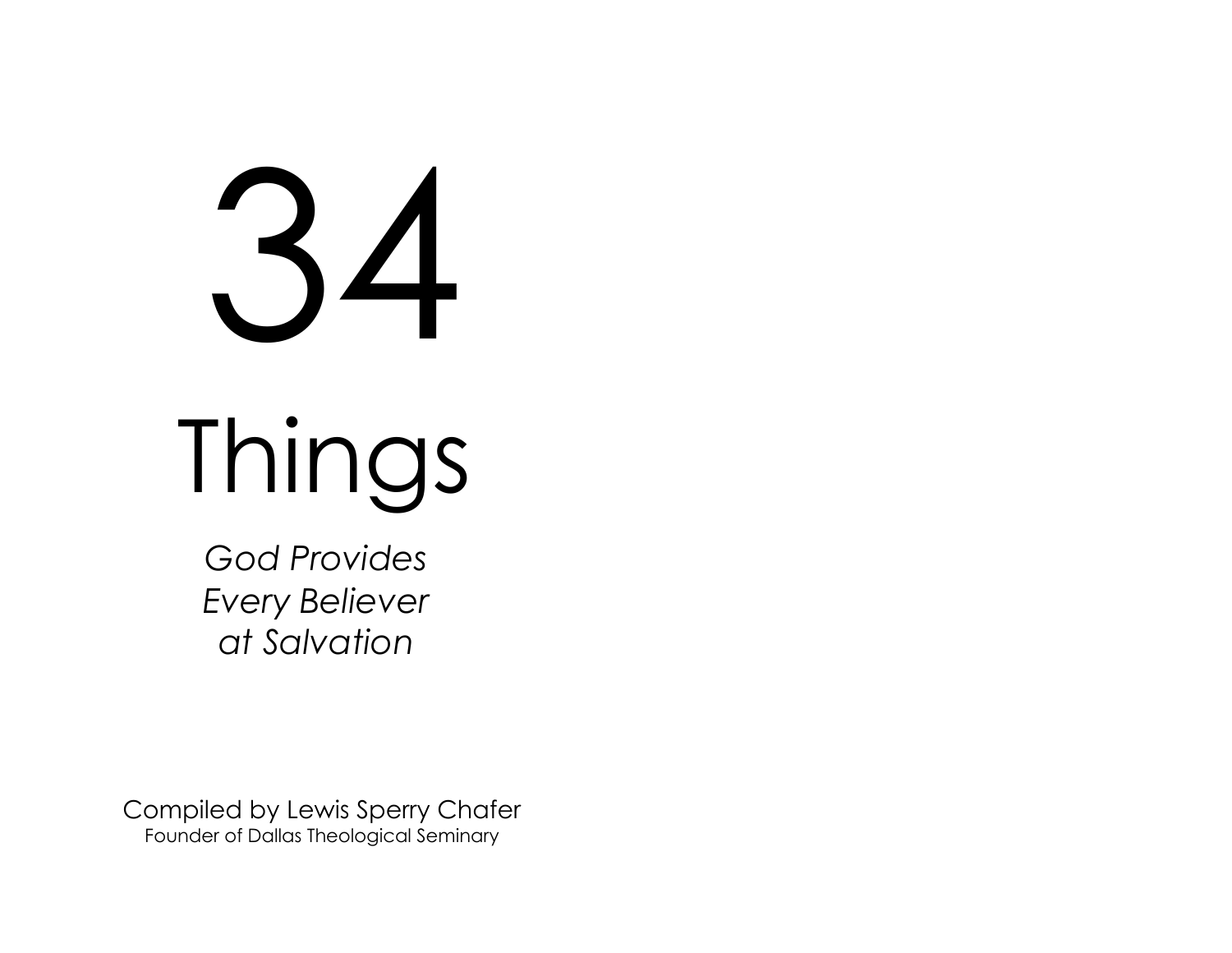# 34

# Things

*God Provides*
*Every Believer*
*at Salvation*

Compiled by Lewis Sperry Chafer
Founder of Dallas Theological Seminary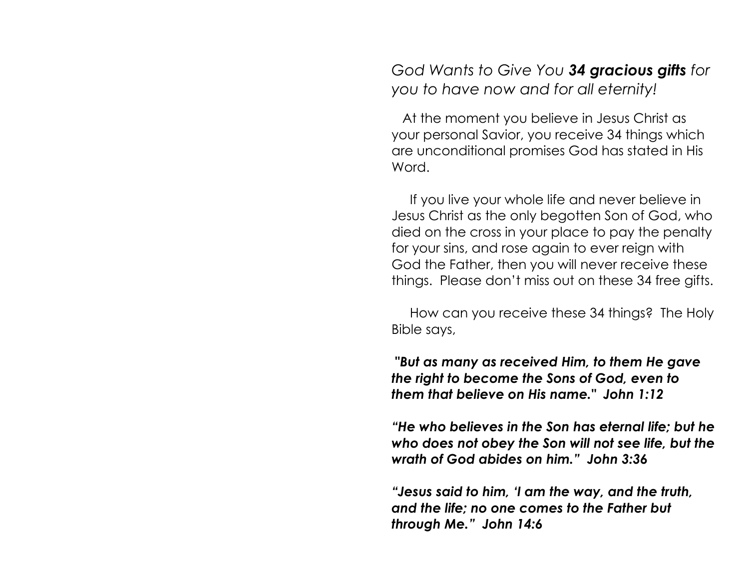*God Wants to Give You **34 gracious gifts** for you to have now and for all eternity!*

At the moment you believe in Jesus Christ as your personal Savior, you receive 34 things which are unconditional promises God has stated in His Word.

If you live your whole life and never believe in Jesus Christ as the only begotten Son of God, who died on the cross in your place to pay the penalty for your sins, and rose again to ever reign with God the Father, then you will never receive these things. Please don't miss out on these 34 free gifts.

How can you receive these 34 things? The Holy Bible says,

***"But as many as received Him, to them He gave the right to become the Sons of God, even to them that believe on His name." John 1:12***

***"He who believes in the Son has eternal life; but he who does not obey the Son will not see life, but the wrath of God abides on him." John 3:36***

***"Jesus said to him, 'I am the way, and the truth, and the life; no one comes to the Father but through Me." John 14:6***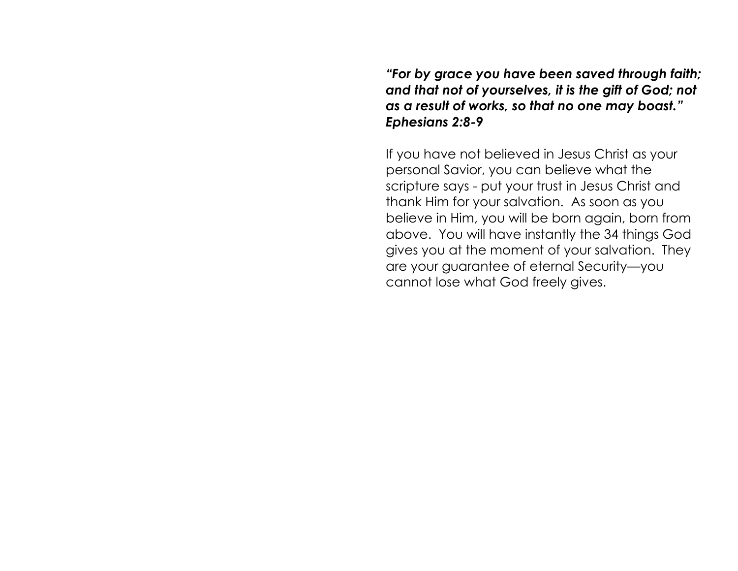***"For by grace you have been saved through faith; and that not of yourselves, it is the gift of God; not as a result of works, so that no one may boast." Ephesians 2:8-9***

If you have not believed in Jesus Christ as your personal Savior, you can believe what the scripture says - put your trust in Jesus Christ and thank Him for your salvation. As soon as you believe in Him, you will be born again, born from above. You will have instantly the 34 things God gives you at the moment of your salvation. They are your guarantee of eternal Security—you cannot lose what God freely gives.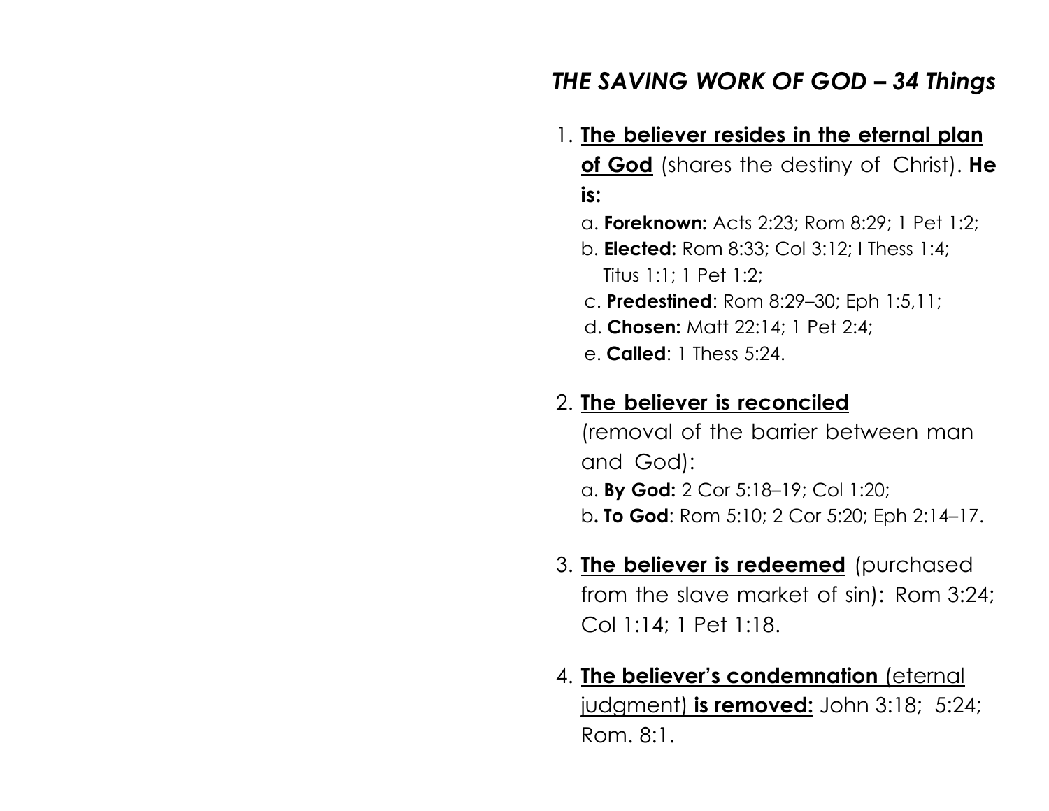## *THE SAVING WORK OF GOD – 34 Things*

1. **<u>The believer resides in the eternal plan of God</u>** (shares the destiny of Christ). **He is:**
   a. **Foreknown:** Acts 2:23; Rom 8:29; 1 Pet 1:2;
   b. **Elected:** Rom 8:33; Col 3:12; I Thess 1:4; Titus 1:1; 1 Pet 1:2;
   c. **Predestined**: Rom 8:29–30; Eph 1:5,11;
   d. **Chosen:** Matt 22:14; 1 Pet 2:4;
   e. **Called**: 1 Thess 5:24.

2. **<u>The believer is reconciled</u>** (removal of the barrier between man and God):
   a. **By God:** 2 Cor 5:18–19; Col 1:20;
   b**. To God**: Rom 5:10; 2 Cor 5:20; Eph 2:14–17.

3. **<u>The believer is redeemed</u>** (purchased from the slave market of sin): Rom 3:24; Col 1:14; 1 Pet 1:18.

4. **<u>The believer's condemnation</u>** <u>(eternal judgment)</u> **<u>is removed:</u>** John 3:18; 5:24; Rom. 8:1.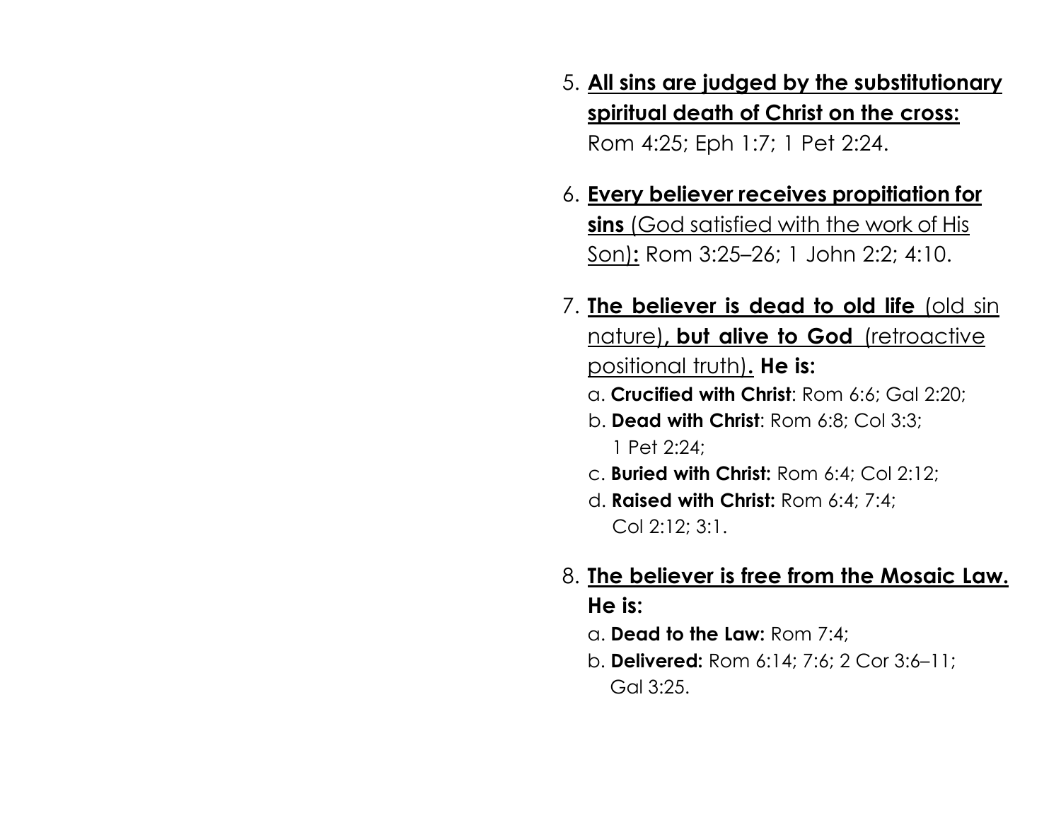5. **All sins are judged by the substitutionary spiritual death of Christ on the cross:** Rom 4:25; Eph 1:7; 1 Pet 2:24.

6. **Every believer receives propitiation for sins** (God satisfied with the work of His Son)**:** Rom 3:25–26; 1 John 2:2; 4:10.

7. **The believer is dead to old life** (old sin nature)**, but alive to God** (retroactive positional truth)**. He is:**
   a. **Crucified with Christ**: Rom 6:6; Gal 2:20;
   b. **Dead with Christ**: Rom 6:8; Col 3:3; 1 Pet 2:24;
   c. **Buried with Christ:** Rom 6:4; Col 2:12;
   d. **Raised with Christ:** Rom 6:4; 7:4; Col 2:12; 3:1.

8. **The believer is free from the Mosaic Law. He is:**
   a. **Dead to the Law:** Rom 7:4;
   b. **Delivered:** Rom 6:14; 7:6; 2 Cor 3:6–11; Gal 3:25.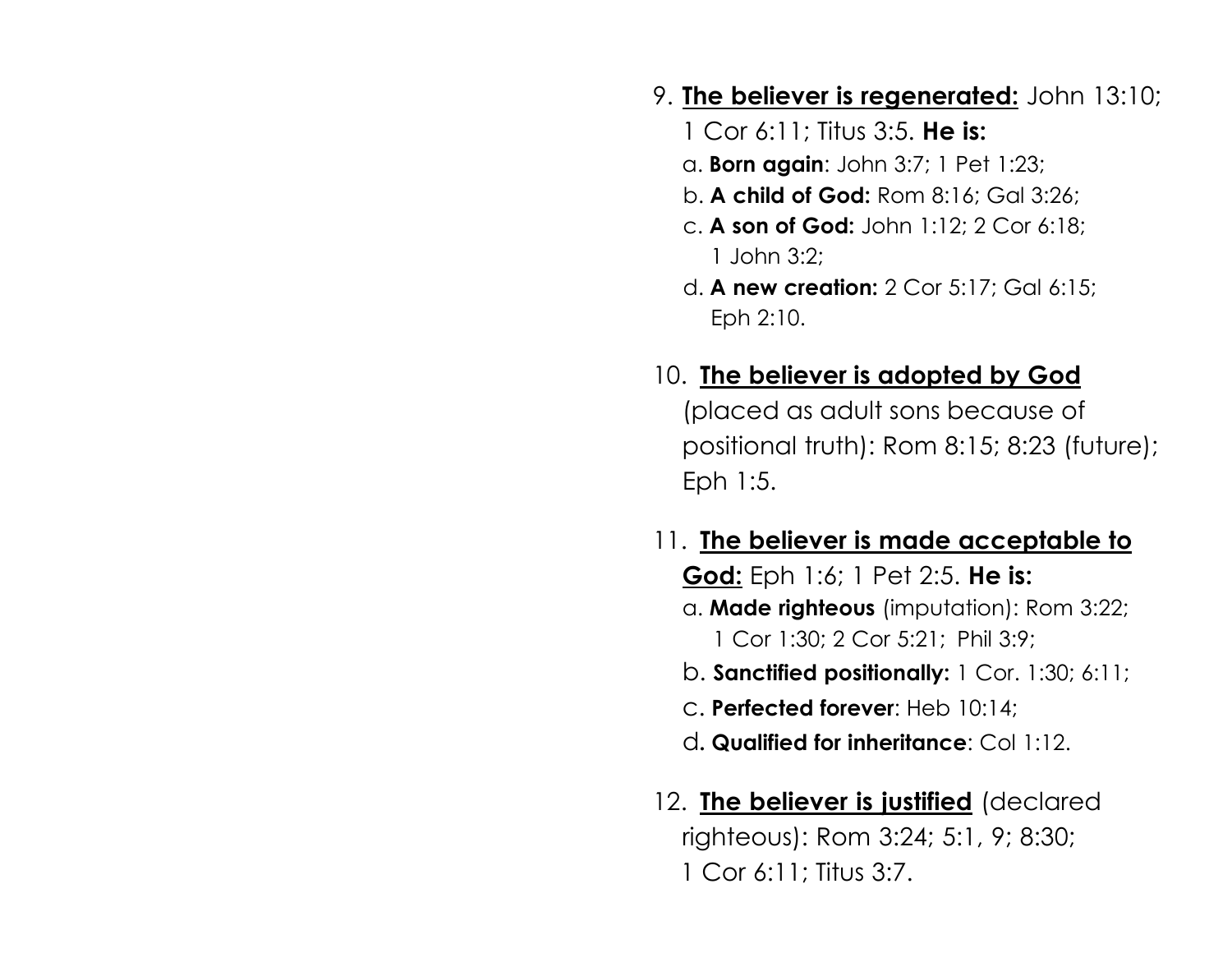9. **The believer is regenerated:** John 13:10; 1 Cor 6:11; Titus 3:5. **He is:**
   a. **Born again**: John 3:7; 1 Pet 1:23;
   b. **A child of God:** Rom 8:16; Gal 3:26;
   c. **A son of God:** John 1:12; 2 Cor 6:18; 1 John 3:2;
   d. **A new creation:** 2 Cor 5:17; Gal 6:15; Eph 2:10.

10. **The believer is adopted by God** (placed as adult sons because of positional truth): Rom 8:15; 8:23 (future); Eph 1:5.

11. **The believer is made acceptable to God:** Eph 1:6; 1 Pet 2:5. **He is:**
    a. **Made righteous** (imputation): Rom 3:22; 1 Cor 1:30; 2 Cor 5:21; Phil 3:9;
    b. **Sanctified positionally:** 1 Cor. 1:30; 6:11;
    c. **Perfected forever**: Heb 10:14;
    d. **Qualified for inheritance**: Col 1:12.

12. **The believer is justified** (declared righteous): Rom 3:24; 5:1, 9; 8:30; 1 Cor 6:11; Titus 3:7.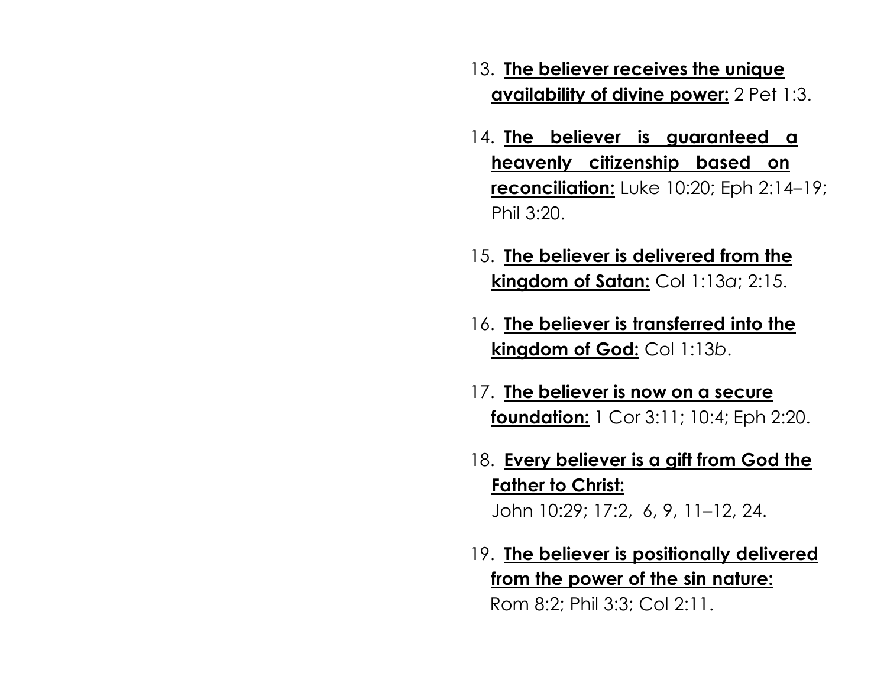13. **The believer receives the unique availability of divine power:** 2 Pet 1:3.

14. **The believer is guaranteed a heavenly citizenship based on reconciliation:** Luke 10:20; Eph 2:14–19; Phil 3:20.

15. **The believer is delivered from the kingdom of Satan:** Col 1:13*a*; 2:15.

16. **The believer is transferred into the kingdom of God:** Col 1:13*b*.

17. **The believer is now on a secure foundation:** 1 Cor 3:11; 10:4; Eph 2:20.

18. **Every believer is a gift from God the Father to Christ:** John 10:29; 17:2, 6, 9, 11–12, 24.

19. **The believer is positionally delivered from the power of the sin nature:** Rom 8:2; Phil 3:3; Col 2:11.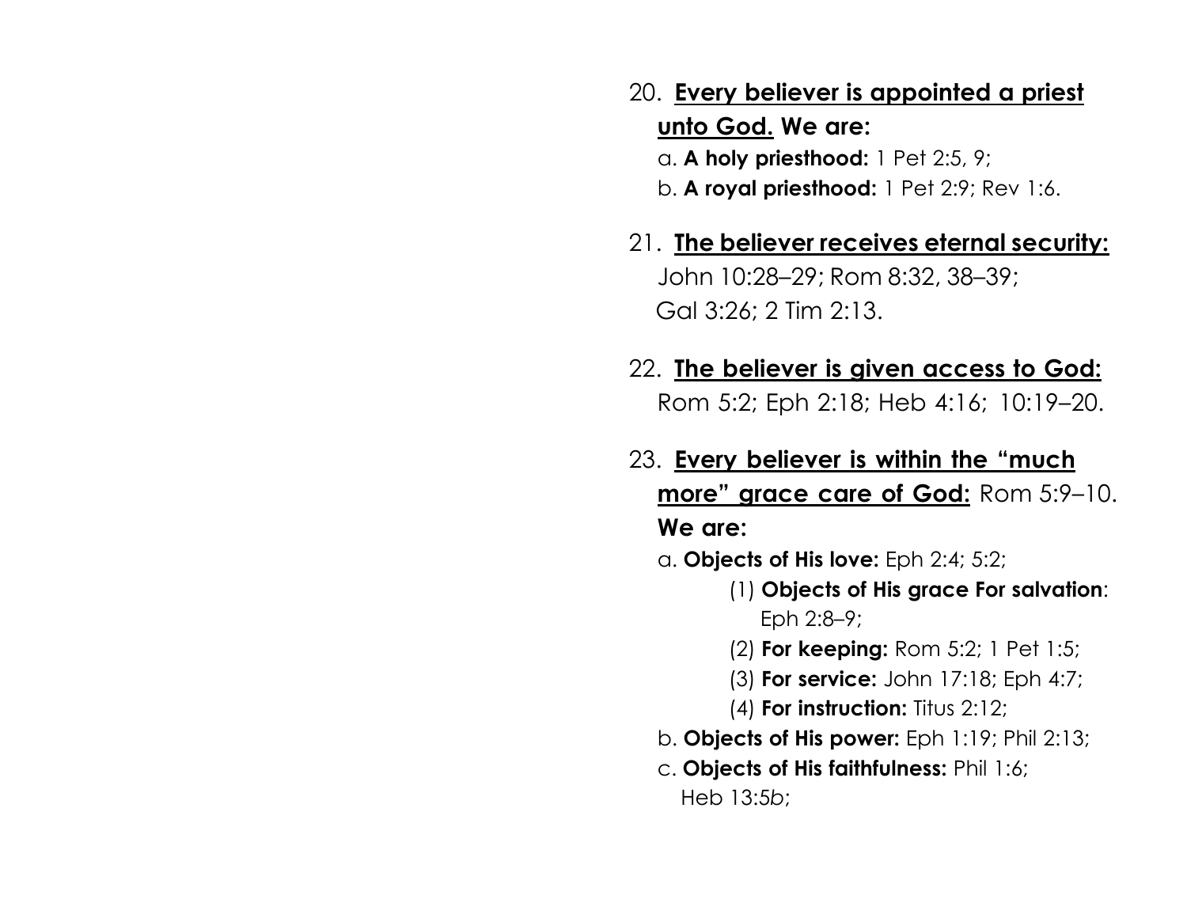20. **Every believer is appointed a priest unto God. We are:**
    a. **A holy priesthood:** 1 Pet 2:5, 9;
    b. **A royal priesthood:** 1 Pet 2:9; Rev 1:6.

21. **The believer receives eternal security:** John 10:28–29; Rom 8:32, 38–39; Gal 3:26; 2 Tim 2:13.

22. **The believer is given access to God:** Rom 5:2; Eph 2:18; Heb 4:16; 10:19–20.

23. **Every believer is within the "much more" grace care of God:** Rom 5:9–10. **We are:**
    a. **Objects of His love:** Eph 2:4; 5:2;
        (1) **Objects of His grace For salvation**: Eph 2:8–9;
        (2) **For keeping:** Rom 5:2; 1 Pet 1:5;
        (3) **For service:** John 17:18; Eph 4:7;
        (4) **For instruction:** Titus 2:12;
    b. **Objects of His power:** Eph 1:19; Phil 2:13;
    c. **Objects of His faithfulness:** Phil 1:6; Heb 13:5*b*;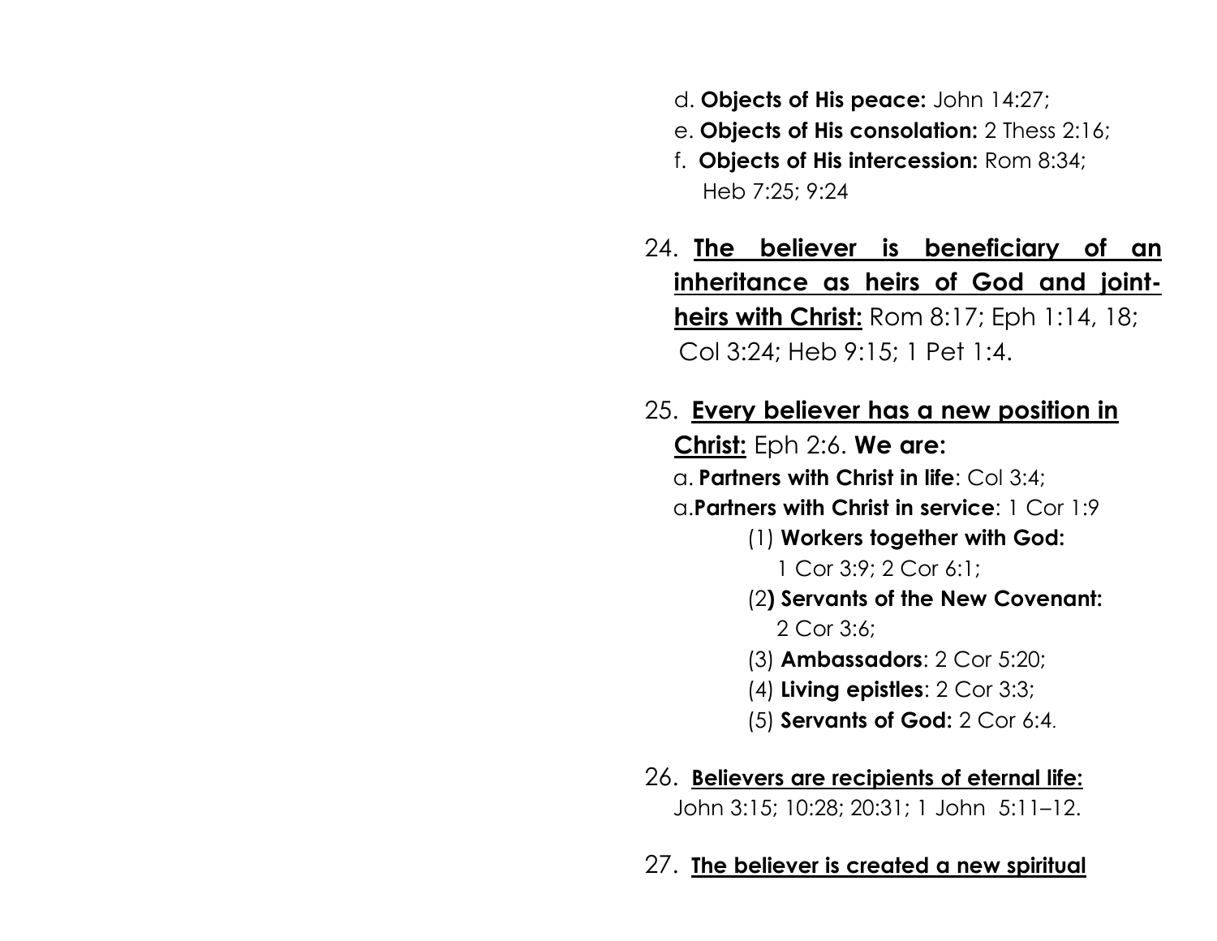d. **Objects of His peace:** John 14:27;

e. **Objects of His consolation:** 2 Thess 2:16;

f. **Objects of His intercession:** Rom 8:34; Heb 7:25; 9:24

24. **<u>The believer is beneficiary of an inheritance as heirs of God and joint-heirs with Christ:</u>** Rom 8:17; Eph 1:14, 18; Col 3:24; Heb 9:15; 1 Pet 1:4.

25. **<u>Every believer has a new position in Christ:</u>** Eph 2:6. **We are:**

 a. **Partners with Christ in life**: Col 3:4;

 a. **Partners with Christ in service**: 1 Cor 1:9

  (1) **Workers together with God:** 1 Cor 3:9; 2 Cor 6:1;

  (2) **Servants of the New Covenant:** 2 Cor 3:6;

  (3) **Ambassadors**: 2 Cor 5:20;

  (4) **Living epistles**: 2 Cor 3:3;

  (5) **Servants of God:** 2 Cor 6:4.

26. **<u>Believers are recipients of eternal life:</u>** John 3:15; 10:28; 20:31; 1 John 5:11–12.

27. **<u>The believer is created a new spiritual</u>**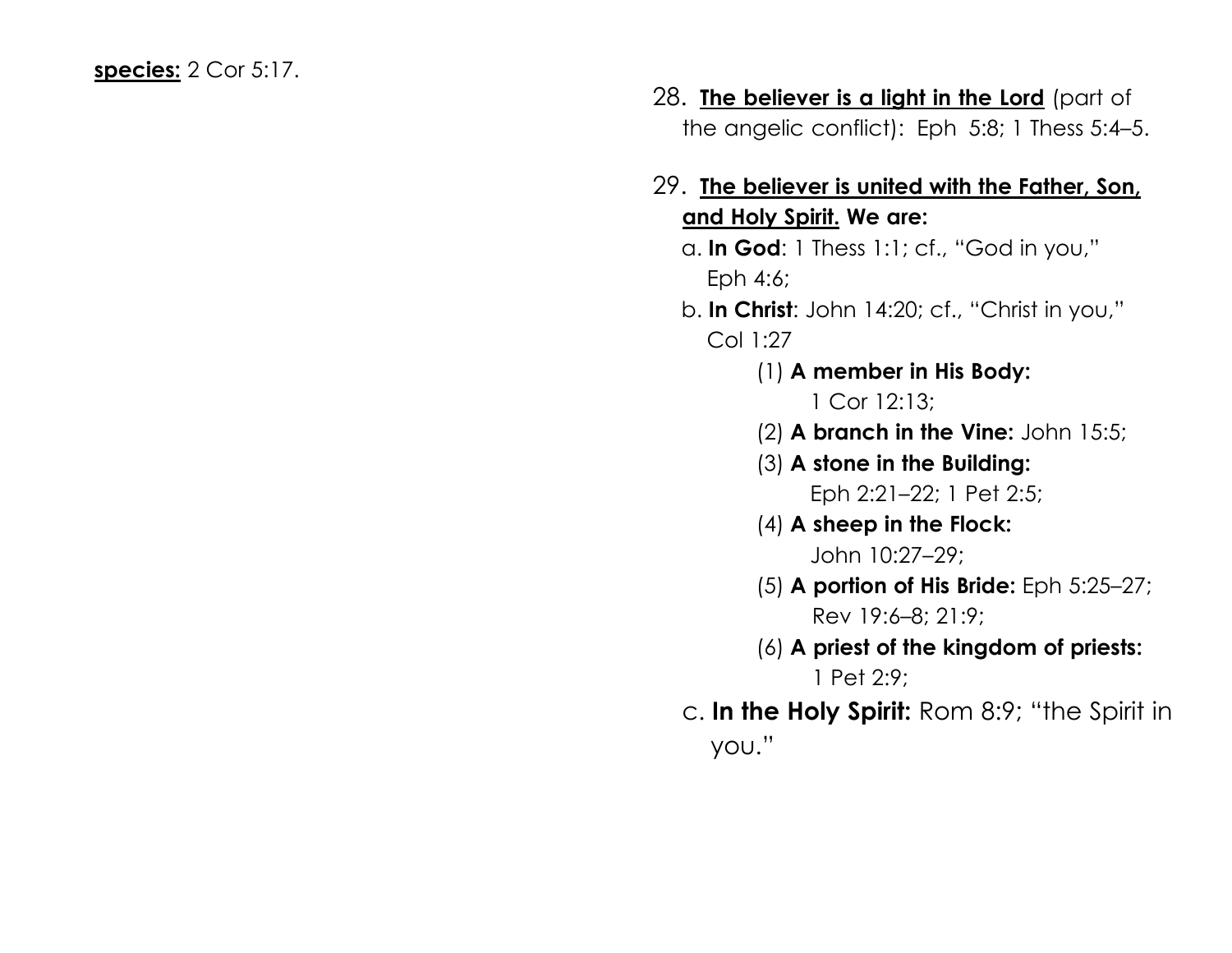**species:** 2 Cor 5:17.

28. **The believer is a light in the Lord** (part of the angelic conflict): Eph 5:8; 1 Thess 5:4–5.

29. **The believer is united with the Father, Son, and Holy Spirit. We are:**

   a. **In God**: 1 Thess 1:1; cf., "God in you," Eph 4:6;

   b. **In Christ**: John 14:20; cf., "Christ in you," Col 1:27

      (1) **A member in His Body:** 1 Cor 12:13;

      (2) **A branch in the Vine:** John 15:5;

      (3) **A stone in the Building:** Eph 2:21–22; 1 Pet 2:5;

      (4) **A sheep in the Flock:** John 10:27–29;

      (5) **A portion of His Bride:** Eph 5:25–27; Rev 19:6–8; 21:9;

      (6) **A priest of the kingdom of priests:** 1 Pet 2:9;

   c. **In the Holy Spirit:** Rom 8:9; "the Spirit in you."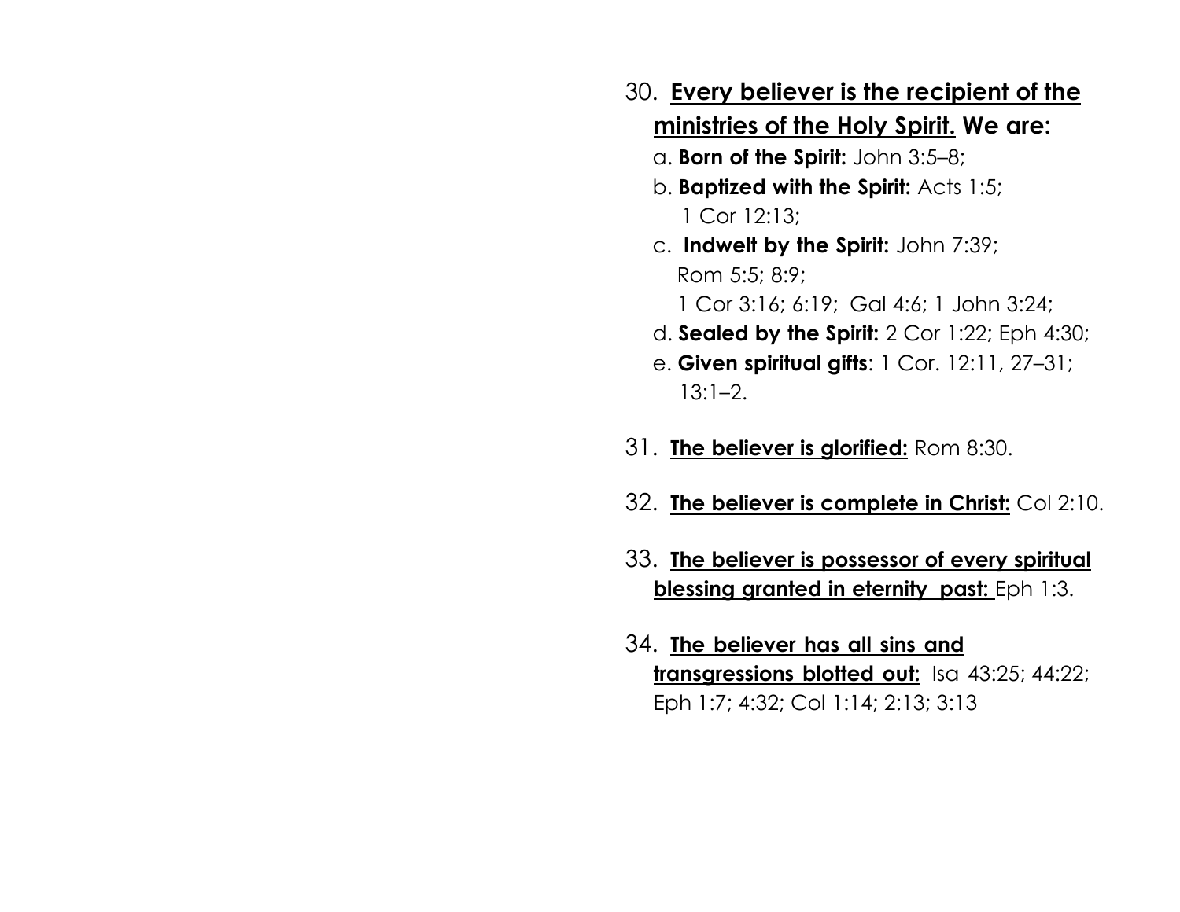30. **Every believer is the recipient of the ministries of the Holy Spirit. We are:**
    a. **Born of the Spirit:** John 3:5–8;
    b. **Baptized with the Spirit:** Acts 1:5; 1 Cor 12:13;
    c. **Indwelt by the Spirit:** John 7:39; Rom 5:5; 8:9; 1 Cor 3:16; 6:19; Gal 4:6; 1 John 3:24;
    d. **Sealed by the Spirit:** 2 Cor 1:22; Eph 4:30;
    e. **Given spiritual gifts**: 1 Cor. 12:11, 27–31; 13:1–2.

31. **The believer is glorified:** Rom 8:30.

32. **The believer is complete in Christ:** Col 2:10.

33. **The believer is possessor of every spiritual blessing granted in eternity past:** Eph 1:3.

34. **The believer has all sins and transgressions blotted out:** Isa 43:25; 44:22; Eph 1:7; 4:32; Col 1:14; 2:13; 3:13